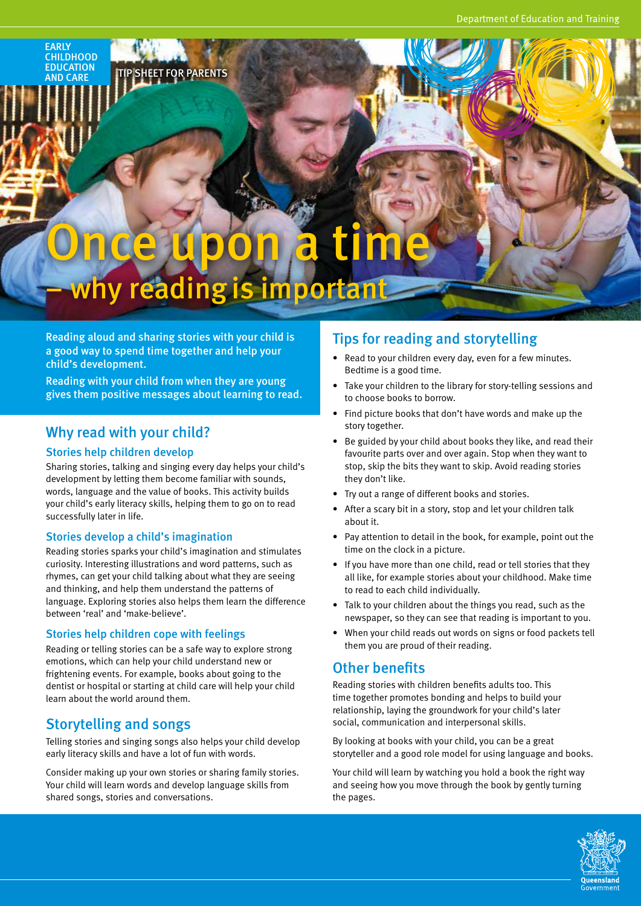EARLY CHILDHOOD EDUCATION AND CARE

TIP SHEET FOR PARENTS

# Once upon a time – why reading is important

**Reading aloud and sharing stories with your child is a good way to spend time together and help your child's development.**

**Reading with your child from when they are young gives them positive messages about learning to read.**

## Why read with your child?

### Stories help children develop

Sharing stories, talking and singing every day helps your child's development by letting them become familiar with sounds, words, language and the value of books. This activity builds your child's early literacy skills, helping them to go on to read successfully later in life.

### Stories develop a child's imagination

Reading stories sparks your child's imagination and stimulates curiosity. Interesting illustrations and word patterns, such as rhymes, can get your child talking about what they are seeing and thinking, and help them understand the patterns of language. Exploring stories also helps them learn the difference between 'real' and 'make-believe'.

### Stories help children cope with feelings

Reading or telling stories can be a safe way to explore strong emotions, which can help your child understand new or frightening events. For example, books about going to the dentist or hospital or starting at child care will help your child learn about the world around them.

## Storytelling and songs

Telling stories and singing songs also helps your child develop early literacy skills and have a lot of fun with words.

Consider making up your own stories or sharing family stories. Your child will learn words and develop language skills from shared songs, stories and conversations.

## Tips for reading and storytelling

- Read to your children every day, even for a few minutes. Bedtime is a good time.
- Take your children to the library for story-telling sessions and to choose books to borrow.
- Find picture books that don't have words and make up the story together.
- Be guided by your child about books they like, and read their favourite parts over and over again. Stop when they want to stop, skip the bits they want to skip. Avoid reading stories they don't like.
- Try out a range of different books and stories.
- After a scary bit in a story, stop and let your children talk about it.
- Pay attention to detail in the book, for example, point out the time on the clock in a picture.
- If you have more than one child, read or tell stories that they all like, for example stories about your childhood. Make time to read to each child individually.
- Talk to your children about the things you read, such as the newspaper, so they can see that reading is important to you.
- When your child reads out words on signs or food packets tell them you are proud of their reading.

## Other benefits

Reading stories with children benefits adults too. This time together promotes bonding and helps to build your relationship, laying the groundwork for your child's later social, communication and interpersonal skills.

By looking at books with your child, you can be a great storyteller and a good role model for using language and books.

Your child will learn by watching you hold a book the right way and seeing how you move through the book by gently turning the pages.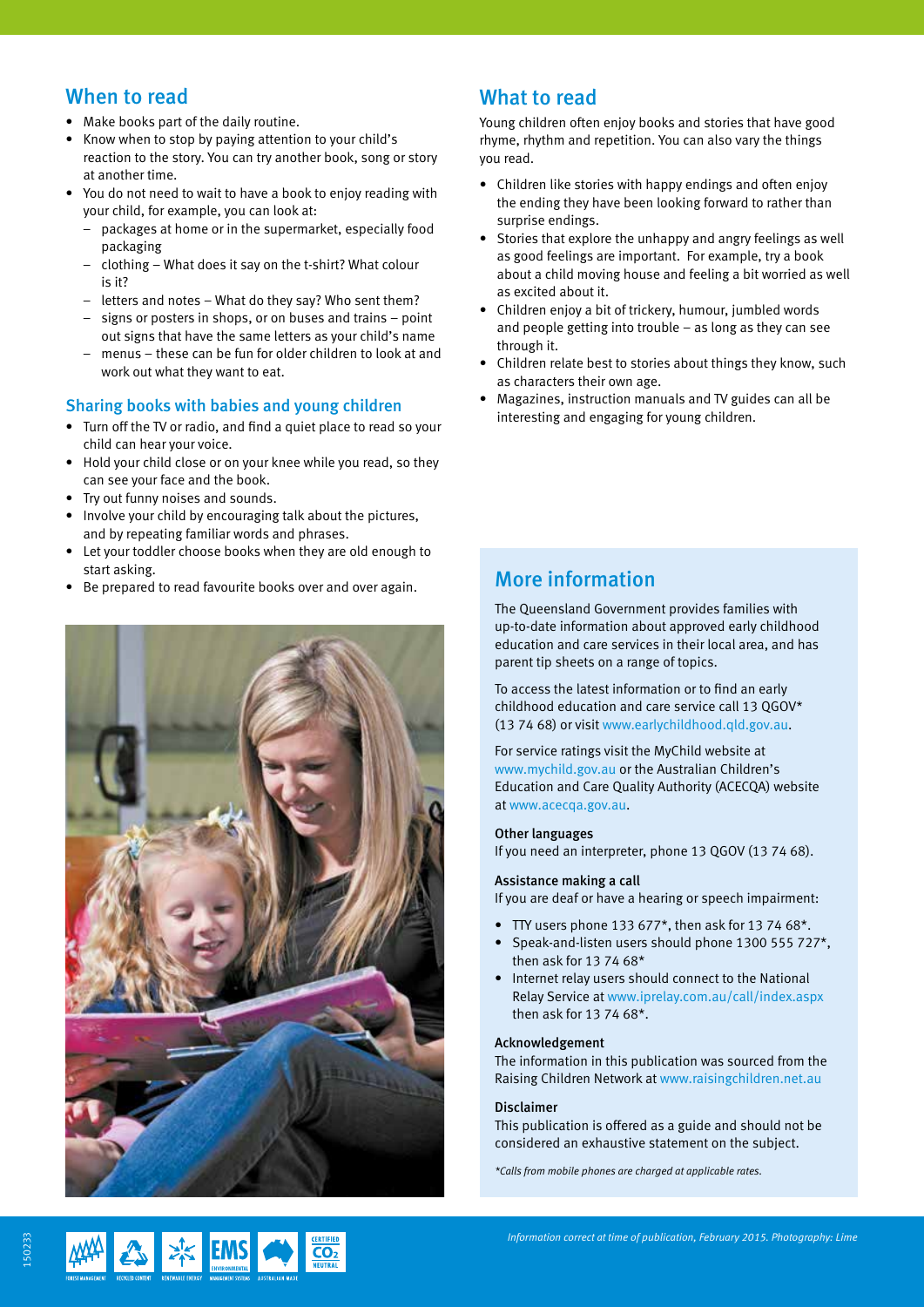## When to read

- Make books part of the daily routine.
- Know when to stop by paying attention to your child's reaction to the story. You can try another book, song or story at another time.
- You do not need to wait to have a book to enjoy reading with your child, for example, you can look at:
  - packages at home or in the supermarket, especially food packaging
  - clothing – What does it say on the t-shirt? What colour is it?
  - letters and notes – What do they say? Who sent them?
  - signs or posters in shops, or on buses and trains – point out signs that have the same letters as your child's name
  - menus – these can be fun for older children to look at and work out what they want to eat.

### Sharing books with babies and young children

- Turn off the TV or radio, and find a quiet place to read so your child can hear your voice.
- Hold your child close or on your knee while you read, so they can see your face and the book.
- Try out funny noises and sounds.
- Involve your child by encouraging talk about the pictures, and by repeating familiar words and phrases.
- Let your toddler choose books when they are old enough to start asking.
- Be prepared to read favourite books over and over again.

## What to read

Young children often enjoy books and stories that have good rhyme, rhythm and repetition. You can also vary the things you read.

- Children like stories with happy endings and often enjoy the ending they have been looking forward to rather than surprise endings.
- Stories that explore the unhappy and angry feelings as well as good feelings are important. For example, try a book about a child moving house and feeling a bit worried as well as excited about it.
- Children enjoy a bit of trickery, humour, jumbled words and people getting into trouble – as long as they can see through it.
- Children relate best to stories about things they know, such as characters their own age.
- Magazines, instruction manuals and TV guides can all be interesting and engaging for young children.

## More information

The Queensland Government provides families with up-to-date information about approved early childhood education and care services in their local area, and has parent tip sheets on a range of topics.

To access the latest information or to find an early childhood education and care service call 13 QGOV* (13 74 68) or visit www.earlychildhood.qld.gov.au.

For service ratings visit the MyChild website at www.mychild.gov.au or the Australian Children's Education and Care Quality Authority (ACECQA) website at www.acecqa.gov.au.

**Other languages**
If you need an interpreter, phone 13 QGOV (13 74 68).

**Assistance making a call**
If you are deaf or have a hearing or speech impairment:

- TTY users phone 133 677*, then ask for 13 74 68*.
- Speak-and-listen users should phone 1300 555 727*, then ask for 13 74 68*
- Internet relay users should connect to the National Relay Service at www.iprelay.com.au/call/index.aspx then ask for 13 74 68*.

**Acknowledgement**
The information in this publication was sourced from the Raising Children Network at www.raisingchildren.net.au

**Disclaimer**
This publication is offered as a guide and should not be considered an exhaustive statement on the subject.

*\*Calls from mobile phones are charged at applicable rates.*

*Information correct at time of publication, February 2015. Photography: Lime*

150233